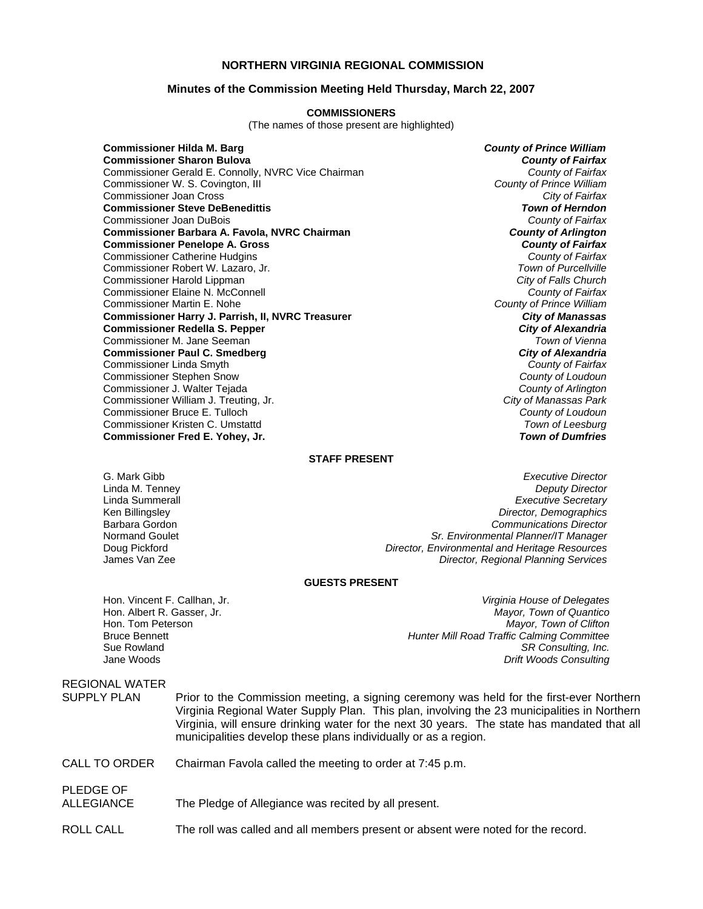## NORTHERN VIRGINIA REGIONAL COMMISSION

### Minutes of the Commission Meeting Held Thursday, March 22, 2007

**COMMISSIONERS**

(The names of those present are highlighted)

| | |
|---|---|
| **Commissioner Hilda M. Barg** | ***County of Prince William*** |
| **Commissioner Sharon Bulova** | ***County of Fairfax*** |
| Commissioner Gerald E. Connolly, NVRC Vice Chairman | *County of Fairfax* |
| Commissioner W. S. Covington, III | *County of Prince William* |
| Commissioner Joan Cross | *City of Fairfax* |
| **Commissioner Steve DeBenedittis** | ***Town of Herndon*** |
| Commissioner Joan DuBois | *County of Fairfax* |
| **Commissioner Barbara A. Favola, NVRC Chairman** | ***County of Arlington*** |
| **Commissioner Penelope A. Gross** | ***County of Fairfax*** |
| Commissioner Catherine Hudgins | *County of Fairfax* |
| Commissioner Robert W. Lazaro, Jr. | *Town of Purcellville* |
| Commissioner Harold Lippman | *City of Falls Church* |
| Commissioner Elaine N. McConnell | *County of Fairfax* |
| Commissioner Martin E. Nohe | *County of Prince William* |
| **Commissioner Harry J. Parrish, II, NVRC Treasurer** | ***City of Manassas*** |
| **Commissioner Redella S. Pepper** | ***City of Alexandria*** |
| Commissioner M. Jane Seeman | *Town of Vienna* |
| **Commissioner Paul C. Smedberg** | ***City of Alexandria*** |
| Commissioner Linda Smyth | *County of Fairfax* |
| Commissioner Stephen Snow | *County of Loudoun* |
| Commissioner J. Walter Tejada | *County of Arlington* |
| Commissioner William J. Treuting, Jr. | *City of Manassas Park* |
| Commissioner Bruce E. Tulloch | *County of Loudoun* |
| Commissioner Kristen C. Umstattd | *Town of Leesburg* |
| **Commissioner Fred E. Yohey, Jr.** | ***Town of Dumfries*** |

**STAFF PRESENT**

| | |
|---|---|
| G. Mark Gibb | *Executive Director* |
| Linda M. Tenney | *Deputy Director* |
| Linda Summerall | *Executive Secretary* |
| Ken Billingsley | *Director, Demographics* |
| Barbara Gordon | *Communications Director* |
| Normand Goulet | *Sr. Environmental Planner/IT Manager* |
| Doug Pickford | *Director, Environmental and Heritage Resources* |
| James Van Zee | *Director, Regional Planning Services* |

**GUESTS PRESENT**

| | |
|---|---|
| Hon. Vincent F. Callhan, Jr. | *Virginia House of Delegates* |
| Hon. Albert R. Gasser, Jr. | *Mayor, Town of Quantico* |
| Hon. Tom Peterson | *Mayor, Town of Clifton* |
| Bruce Bennett | *Hunter Mill Road Traffic Calming Committee* |
| Sue Rowland | *SR Consulting, Inc.* |
| Jane Woods | *Drift Woods Consulting* |

REGIONAL WATER SUPPLY PLAN

Prior to the Commission meeting, a signing ceremony was held for the first-ever Northern Virginia Regional Water Supply Plan. This plan, involving the 23 municipalities in Northern Virginia, will ensure drinking water for the next 30 years. The state has mandated that all municipalities develop these plans individually or as a region.

CALL TO ORDER

Chairman Favola called the meeting to order at 7:45 p.m.

PLEDGE OF ALLEGIANCE

The Pledge of Allegiance was recited by all present.

ROLL CALL

The roll was called and all members present or absent were noted for the record.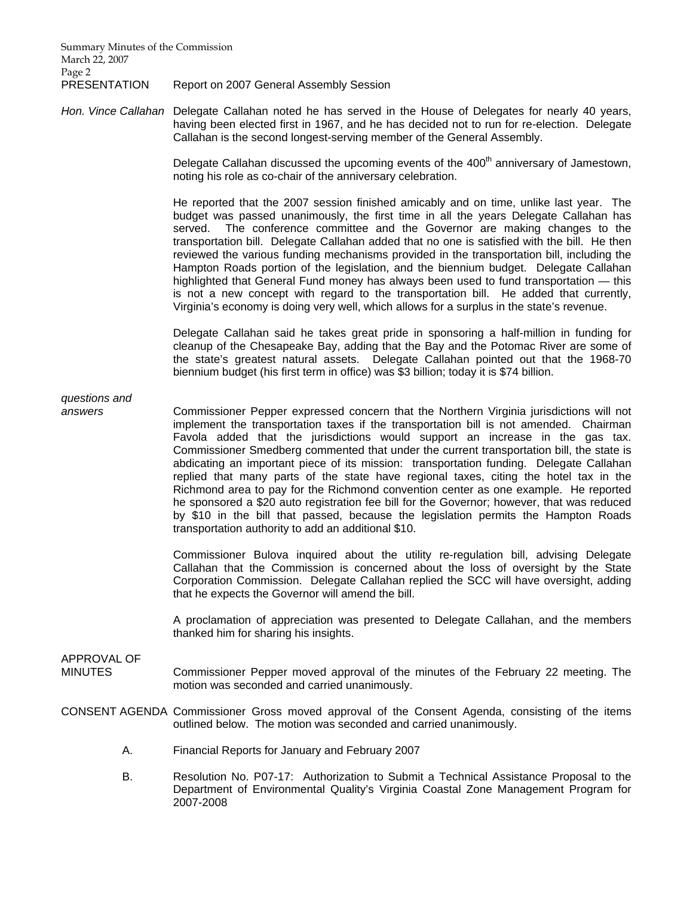PRESENTATION Report on 2007 General Assembly Session

*Hon. Vince Callahan* Delegate Callahan noted he has served in the House of Delegates for nearly 40 years, having been elected first in 1967, and he has decided not to run for re-election. Delegate Callahan is the second longest-serving member of the General Assembly.

Delegate Callahan discussed the upcoming events of the 400th anniversary of Jamestown, noting his role as co-chair of the anniversary celebration.

He reported that the 2007 session finished amicably and on time, unlike last year. The budget was passed unanimously, the first time in all the years Delegate Callahan has served. The conference committee and the Governor are making changes to the transportation bill. Delegate Callahan added that no one is satisfied with the bill. He then reviewed the various funding mechanisms provided in the transportation bill, including the Hampton Roads portion of the legislation, and the biennium budget. Delegate Callahan highlighted that General Fund money has always been used to fund transportation — this is not a new concept with regard to the transportation bill. He added that currently, Virginia's economy is doing very well, which allows for a surplus in the state's revenue.

Delegate Callahan said he takes great pride in sponsoring a half-million in funding for cleanup of the Chesapeake Bay, adding that the Bay and the Potomac River are some of the state's greatest natural assets. Delegate Callahan pointed out that the 1968-70 biennium budget (his first term in office) was $3 billion; today it is $74 billion.

*questions and answers* Commissioner Pepper expressed concern that the Northern Virginia jurisdictions will not implement the transportation taxes if the transportation bill is not amended. Chairman Favola added that the jurisdictions would support an increase in the gas tax. Commissioner Smedberg commented that under the current transportation bill, the state is abdicating an important piece of its mission: transportation funding. Delegate Callahan replied that many parts of the state have regional taxes, citing the hotel tax in the Richmond area to pay for the Richmond convention center as one example. He reported he sponsored a $20 auto registration fee bill for the Governor; however, that was reduced by $10 in the bill that passed, because the legislation permits the Hampton Roads transportation authority to add an additional $10.

Commissioner Bulova inquired about the utility re-regulation bill, advising Delegate Callahan that the Commission is concerned about the loss of oversight by the State Corporation Commission. Delegate Callahan replied the SCC will have oversight, adding that he expects the Governor will amend the bill.

A proclamation of appreciation was presented to Delegate Callahan, and the members thanked him for sharing his insights.

APPROVAL OF MINUTES Commissioner Pepper moved approval of the minutes of the February 22 meeting. The motion was seconded and carried unanimously.

CONSENT AGENDA Commissioner Gross moved approval of the Consent Agenda, consisting of the items outlined below. The motion was seconded and carried unanimously.

A. Financial Reports for January and February 2007

B. Resolution No. P07-17: Authorization to Submit a Technical Assistance Proposal to the Department of Environmental Quality's Virginia Coastal Zone Management Program for 2007-2008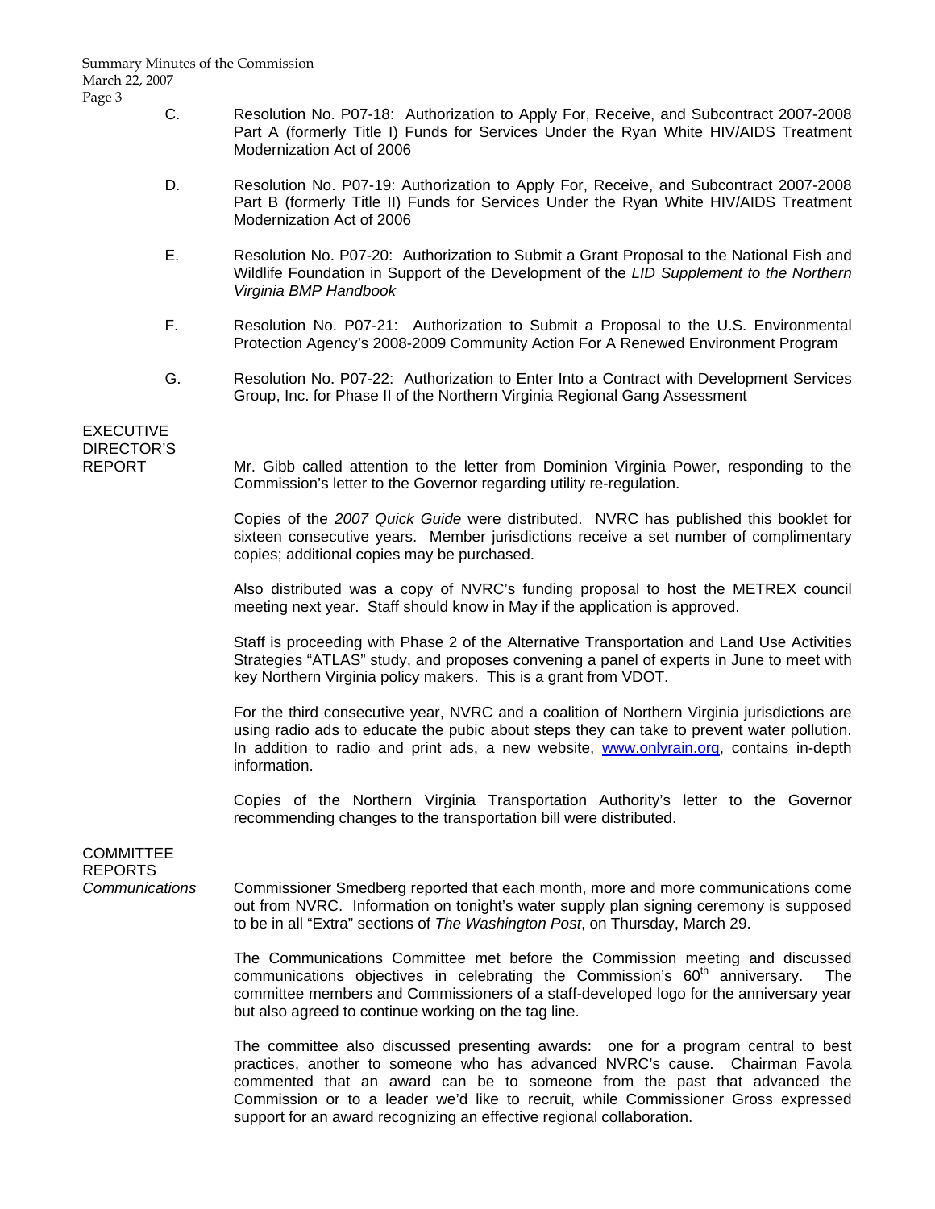C. Resolution No. P07-18: Authorization to Apply For, Receive, and Subcontract 2007-2008 Part A (formerly Title I) Funds for Services Under the Ryan White HIV/AIDS Treatment Modernization Act of 2006

D. Resolution No. P07-19: Authorization to Apply For, Receive, and Subcontract 2007-2008 Part B (formerly Title II) Funds for Services Under the Ryan White HIV/AIDS Treatment Modernization Act of 2006

E. Resolution No. P07-20: Authorization to Submit a Grant Proposal to the National Fish and Wildlife Foundation in Support of the Development of the *LID Supplement to the Northern Virginia BMP Handbook*

F. Resolution No. P07-21: Authorization to Submit a Proposal to the U.S. Environmental Protection Agency's 2008-2009 Community Action For A Renewed Environment Program

G. Resolution No. P07-22: Authorization to Enter Into a Contract with Development Services Group, Inc. for Phase II of the Northern Virginia Regional Gang Assessment

**EXECUTIVE DIRECTOR'S REPORT**

Mr. Gibb called attention to the letter from Dominion Virginia Power, responding to the Commission's letter to the Governor regarding utility re-regulation.

Copies of the *2007 Quick Guide* were distributed. NVRC has published this booklet for sixteen consecutive years. Member jurisdictions receive a set number of complimentary copies; additional copies may be purchased.

Also distributed was a copy of NVRC's funding proposal to host the METREX council meeting next year. Staff should know in May if the application is approved.

Staff is proceeding with Phase 2 of the Alternative Transportation and Land Use Activities Strategies "ATLAS" study, and proposes convening a panel of experts in June to meet with key Northern Virginia policy makers. This is a grant from VDOT.

For the third consecutive year, NVRC and a coalition of Northern Virginia jurisdictions are using radio ads to educate the pubic about steps they can take to prevent water pollution. In addition to radio and print ads, a new website, www.onlyrain.org, contains in-depth information.

Copies of the Northern Virginia Transportation Authority's letter to the Governor recommending changes to the transportation bill were distributed.

**COMMITTEE REPORTS**

*Communications*

Commissioner Smedberg reported that each month, more and more communications come out from NVRC. Information on tonight's water supply plan signing ceremony is supposed to be in all "Extra" sections of *The Washington Post*, on Thursday, March 29.

The Communications Committee met before the Commission meeting and discussed communications objectives in celebrating the Commission's 60th anniversary. The committee members and Commissioners of a staff-developed logo for the anniversary year but also agreed to continue working on the tag line.

The committee also discussed presenting awards: one for a program central to best practices, another to someone who has advanced NVRC's cause. Chairman Favola commented that an award can be to someone from the past that advanced the Commission or to a leader we'd like to recruit, while Commissioner Gross expressed support for an award recognizing an effective regional collaboration.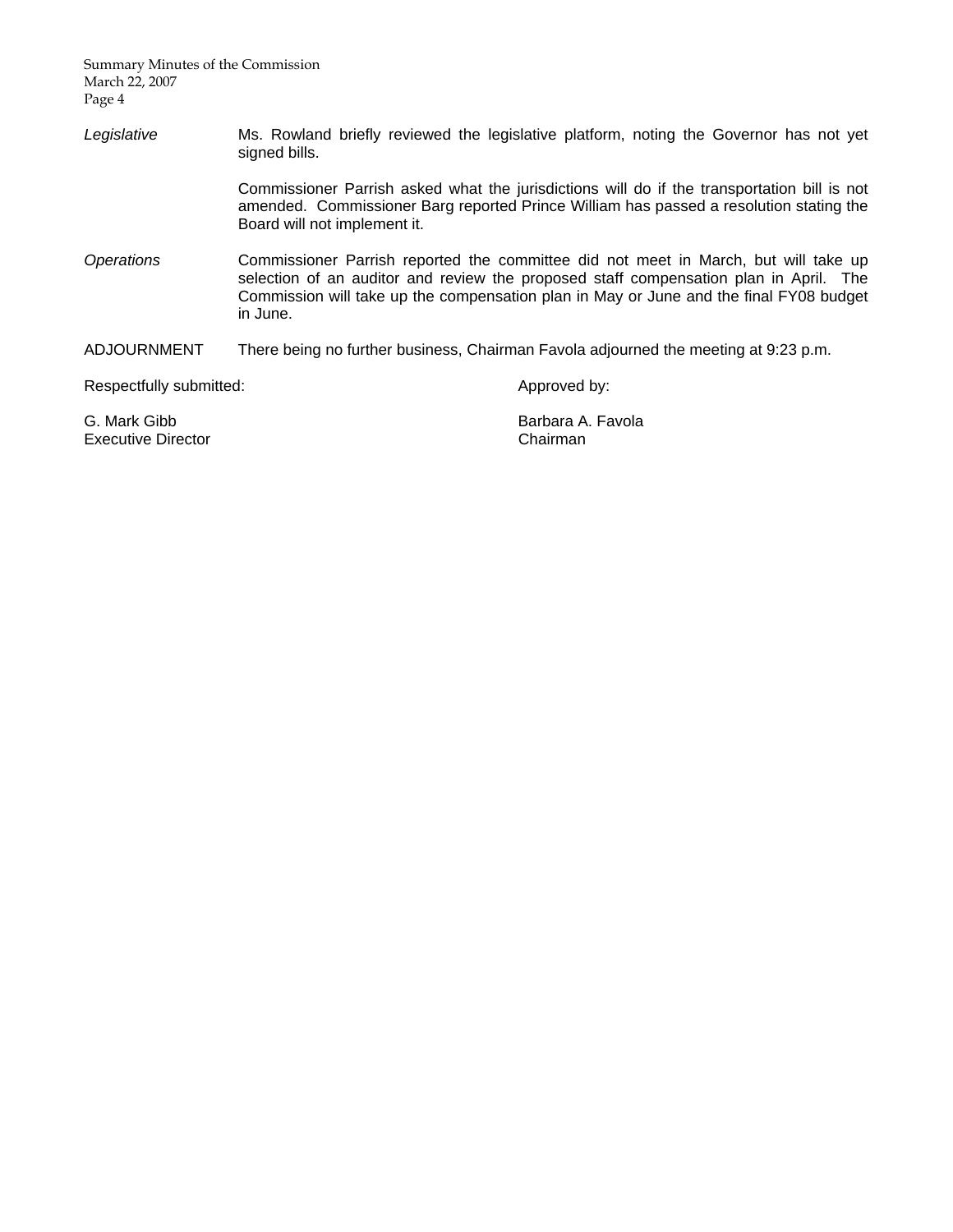*Legislative* Ms. Rowland briefly reviewed the legislative platform, noting the Governor has not yet signed bills.

Commissioner Parrish asked what the jurisdictions will do if the transportation bill is not amended. Commissioner Barg reported Prince William has passed a resolution stating the Board will not implement it.

*Operations* Commissioner Parrish reported the committee did not meet in March, but will take up selection of an auditor and review the proposed staff compensation plan in April. The Commission will take up the compensation plan in May or June and the final FY08 budget in June.

ADJOURNMENT There being no further business, Chairman Favola adjourned the meeting at 9:23 p.m.

| | |
|---|---|
| Respectfully submitted: | Approved by: |
| G. Mark Gibb<br>Executive Director | Barbara A. Favola<br>Chairman |